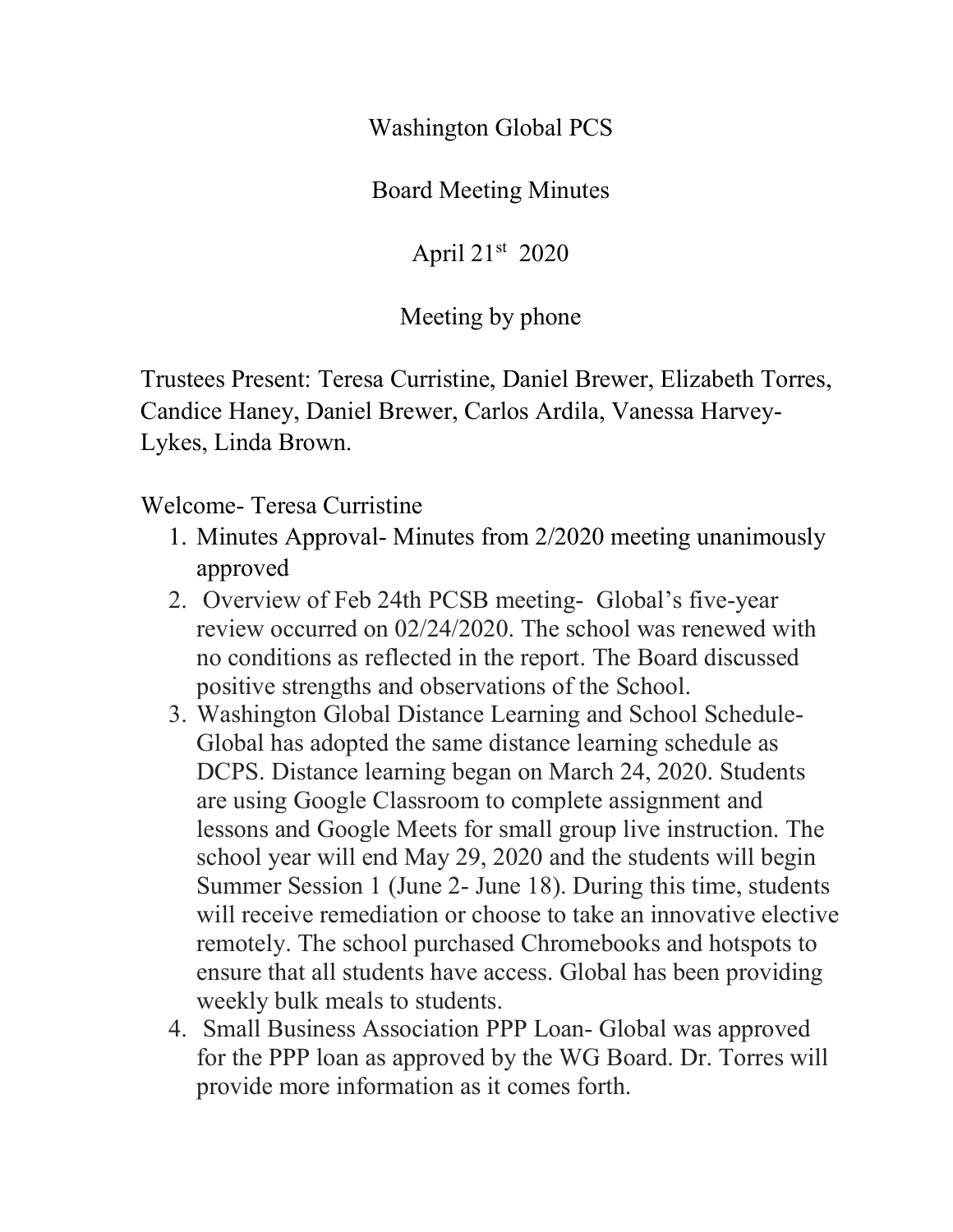Washington Global PCS

Board Meeting Minutes

April 21st 2020

Meeting by phone

Trustees Present: Teresa Curristine, Daniel Brewer, Elizabeth Torres, Candice Haney, Daniel Brewer, Carlos Ardila, Vanessa Harvey-Lykes, Linda Brown.

Welcome- Teresa Curristine

1. Minutes Approval- Minutes from 2/2020 meeting unanimously approved
2. Overview of Feb 24th PCSB meeting- Global's five-year review occurred on 02/24/2020. The school was renewed with no conditions as reflected in the report. The Board discussed positive strengths and observations of the School.
3. Washington Global Distance Learning and School Schedule- Global has adopted the same distance learning schedule as DCPS. Distance learning began on March 24, 2020. Students are using Google Classroom to complete assignment and lessons and Google Meets for small group live instruction. The school year will end May 29, 2020 and the students will begin Summer Session 1 (June 2- June 18). During this time, students will receive remediation or choose to take an innovative elective remotely. The school purchased Chromebooks and hotspots to ensure that all students have access. Global has been providing weekly bulk meals to students.
4. Small Business Association PPP Loan- Global was approved for the PPP loan as approved by the WG Board. Dr. Torres will provide more information as it comes forth.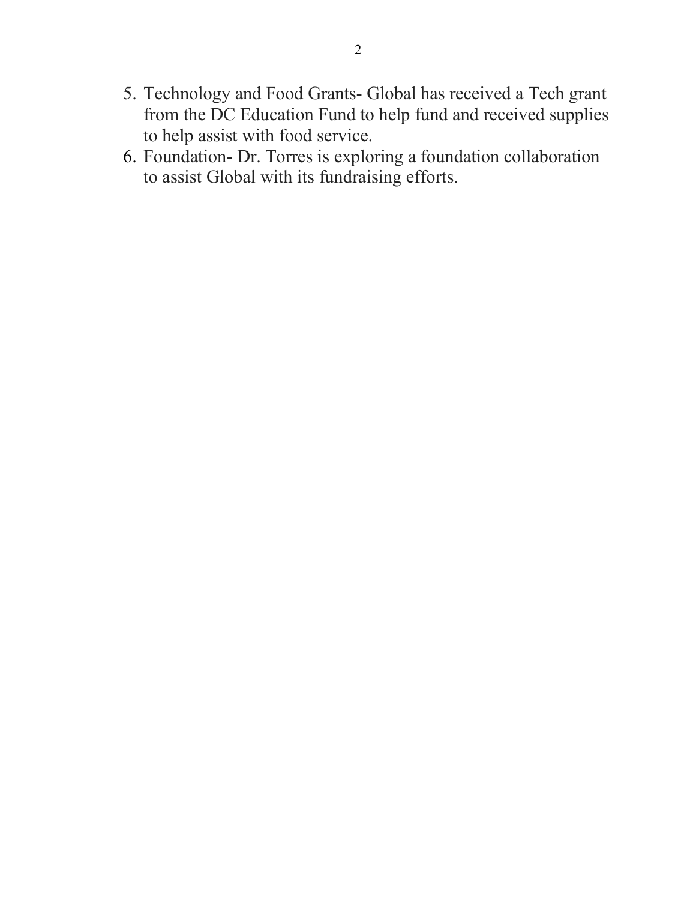5. Technology and Food Grants- Global has received a Tech grant from the DC Education Fund to help fund and received supplies to help assist with food service.
6. Foundation- Dr. Torres is exploring a foundation collaboration to assist Global with its fundraising efforts.